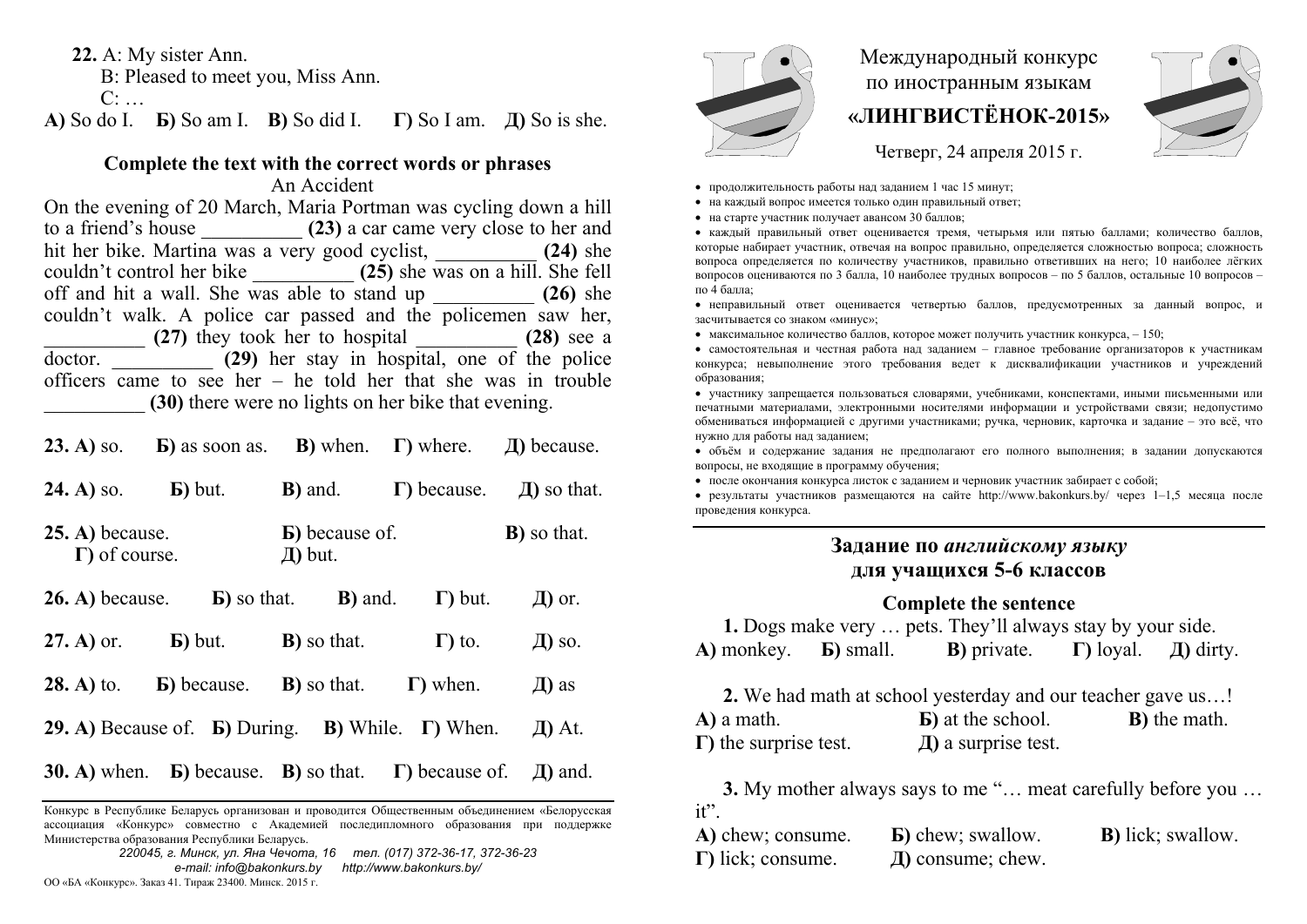**22.** A: My sister Ann.
B: Pleased to meet you, Miss Ann.
C: …

**А)** So do I. **Б)** So am I. **В)** So did I. **Г)** So I am. **Д)** So is she.

### Complete the text with the correct words or phrases

An Accident

On the evening of 20 March, Maria Portman was cycling down a hill to a friend's house __________ **(23)** a car came very close to her and hit her bike. Martina was a very good cyclist, __________ **(24)** she couldn't control her bike __________ **(25)** she was on a hill. She fell off and hit a wall. She was able to stand up __________ **(26)** she couldn't walk. A police car passed and the policemen saw her, __________ **(27)** they took her to hospital __________ **(28)** see a doctor. __________ **(29)** her stay in hospital, one of the police officers came to see her – he told her that she was in trouble __________ **(30)** there were no lights on her bike that evening.

**23. А)** so. **Б)** as soon as. **В)** when. **Г)** where. **Д)** because.

**24. А)** so. **Б)** but. **В)** and. **Г)** because. **Д)** so that.

**25. А)** because. **Б)** because of. **В)** so that. **Г)** of course. **Д)** but.

**26. А)** because. **Б)** so that. **В)** and. **Г)** but. **Д)** or.

**27. А)** or. **Б)** but. **В)** so that. **Г)** to. **Д)** so.

**28. А)** to. **Б)** because. **В)** so that. **Г)** when. **Д)** as

**29. А)** Because of. **Б)** During. **В)** While. **Г)** When. **Д)** At.

**30. А)** when. **Б)** because. **В)** so that. **Г)** because of. **Д)** and.

Конкурс в Республике Беларусь организован и проводится Общественным объединением «Белорусская ассоциация «Конкурс» совместно с Академией последипломного образования при поддержке Министерства образования Республики Беларусь.

*220045, г. Минск, ул. Яна Чечота, 16 тел. (017) 372-36-17, 372-36-23*
*e-mail: info@bakonkurs.by http://www.bakonkurs.by/*

ОО «БА «Конкурс». Заказ 41. Тираж 23400. Минск. 2015 г.

Международный конкурс
по иностранным языкам

## «ЛИНГВИСТЁНОК-2015»

Четверг, 24 апреля 2015 г.

- продолжительность работы над заданием 1 час 15 минут;
- на каждый вопрос имеется только один правильный ответ;
- на старте участник получает авансом 30 баллов;
- каждый правильный ответ оценивается тремя, четырьмя или пятью баллами; количество баллов, которые набирает участник, отвечая на вопрос правильно, определяется сложностью вопроса; сложность вопроса определяется по количеству участников, правильно ответивших на него; 10 наиболее лёгких вопросов оцениваются по 3 балла, 10 наиболее трудных вопросов – по 5 баллов, остальные 10 вопросов – по 4 балла;
- неправильный ответ оценивается четвертью баллов, предусмотренных за данный вопрос, и засчитывается со знаком «минус»;
- максимальное количество баллов, которое может получить участник конкурса, – 150;
- самостоятельная и честная работа над заданием – главное требование организаторов к участникам конкурса; невыполнение этого требования ведет к дисквалификации участников и учреждений образования;
- участнику запрещается пользоваться словарями, учебниками, конспектами, иными письменными или печатными материалами, электронными носителями информации и устройствами связи; недопустимо обмениваться информацией с другими участниками; ручка, черновик, карточка и задание – это всё, что нужно для работы над заданием;
- объём и содержание задания не предполагают его полного выполнения; в задании допускаются вопросы, не входящие в программу обучения;
- после окончания конкурса листок с заданием и черновик участник забирает с собой;
- результаты участников размещаются на сайте http://www.bakonkurs.by/ через 1–1,5 месяца после проведения конкурса.

## Задание по *английскому языку* для учащихся 5-6 классов

### Complete the sentence

**1.** Dogs make very … pets. They'll always stay by your side.

**А)** monkey. **Б)** small. **В)** private. **Г)** loyal. **Д)** dirty.

**2.** We had math at school yesterday and our teacher gave us…!

**А)** a math. **Б)** at the school. **В)** the math. **Г)** the surprise test. **Д)** a surprise test.

**3.** My mother always says to me "… meat carefully before you … it".

**А)** chew; consume. **Б)** chew; swallow. **В)** lick; swallow. **Г)** lick; consume. **Д)** consume; chew.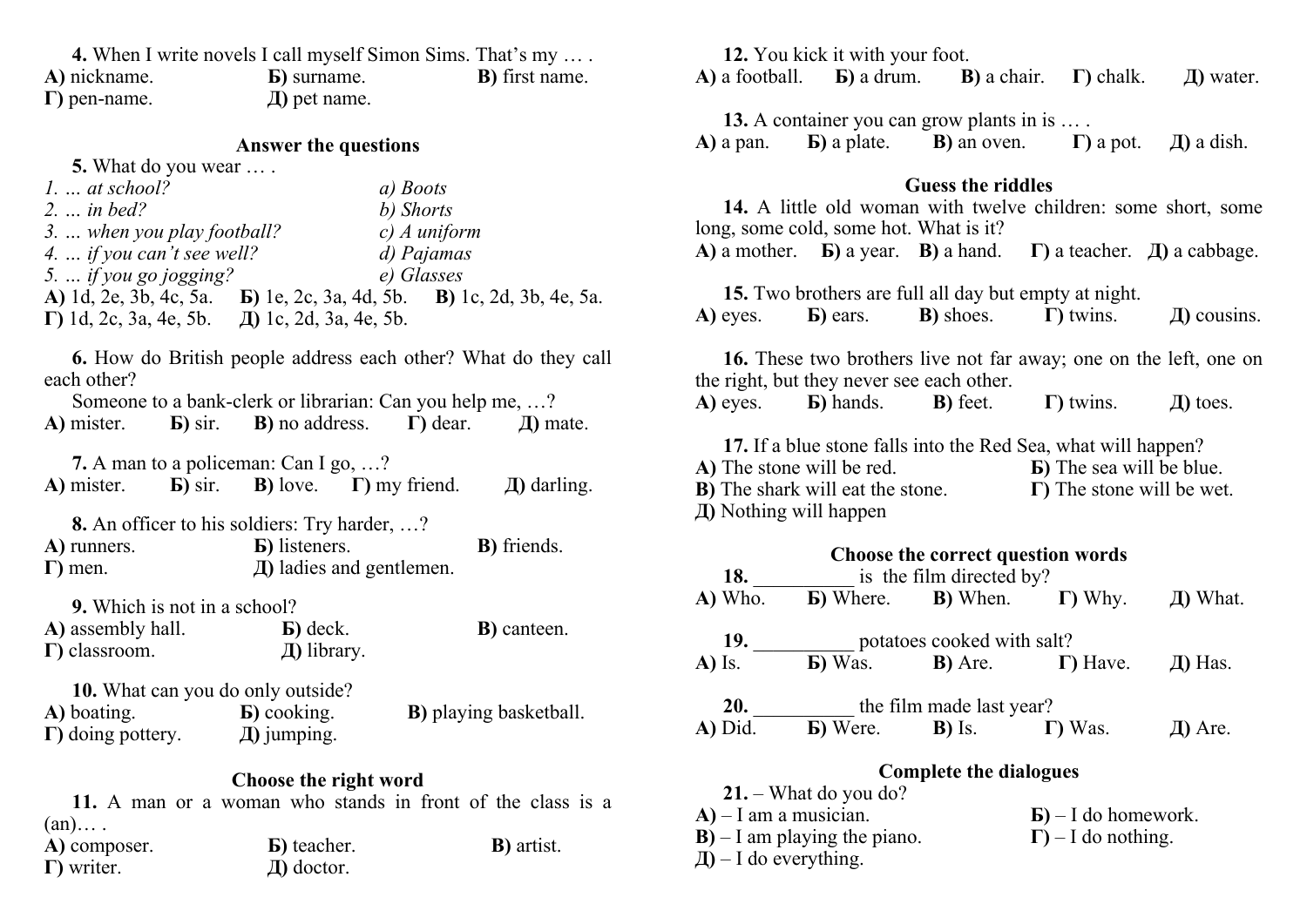**4.** When I write novels I call myself Simon Sims. That's my … .

**А)** nickname. **Б)** surname. **В)** first name.
**Г)** pen-name. **Д)** pet name.

### Answer the questions

**5.** What do you wear … .

*1. … at school?* *a) Boots*
*2. … in bed?* *b) Shorts*
*3. … when you play football?* *c) A uniform*
*4. … if you can't see well?* *d) Pajamas*
*5. … if you go jogging?* *e) Glasses*

**А)** 1d, 2e, 3b, 4c, 5a. **Б)** 1e, 2c, 3a, 4d, 5b. **В)** 1c, 2d, 3b, 4e, 5a.
**Г)** 1d, 2c, 3a, 4e, 5b. **Д)** 1c, 2d, 3a, 4e, 5b.

**6.** How do British people address each other? What do they call each other?

Someone to a bank-clerk or librarian: Can you help me, …?

**А)** mister. **Б)** sir. **В)** no address. **Г)** dear. **Д)** mate.

**7.** A man to a policeman: Can I go, …?

**А)** mister. **Б)** sir. **В)** love. **Г)** my friend. **Д)** darling.

**8.** An officer to his soldiers: Try harder, …?

**А)** runners. **Б)** listeners. **В)** friends.
**Г)** men. **Д)** ladies and gentlemen.

**9.** Which is not in a school?

**А)** assembly hall. **Б)** deck. **В)** canteen.
**Г)** classroom. **Д)** library.

**10.** What can you do only outside?

**А)** boating. **Б)** cooking. **В)** playing basketball.
**Г)** doing pottery. **Д)** jumping.

### Choose the right word

**11.** A man or a woman who stands in front of the class is a (an)… .

**А)** composer. **Б)** teacher. **В)** artist.
**Г)** writer. **Д)** doctor.

**12.** You kick it with your foot.

**А)** a football. **Б)** a drum. **В)** a chair. **Г)** chalk. **Д)** water.

**13.** A container you can grow plants in is … .

**А)** a pan. **Б)** a plate. **В)** an oven. **Г)** a pot. **Д)** a dish.

### Guess the riddles

**14.** A little old woman with twelve children: some short, some long, some cold, some hot. What is it?

**А)** a mother. **Б)** a year. **В)** a hand. **Г)** a teacher. **Д)** a cabbage.

**15.** Two brothers are full all day but empty at night.

**А)** eyes. **Б)** ears. **В)** shoes. **Г)** twins. **Д)** cousins.

**16.** These two brothers live not far away; one on the left, one on the right, but they never see each other.

**А)** eyes. **Б)** hands. **В)** feet. **Г)** twins. **Д)** toes.

**17.** If a blue stone falls into the Red Sea, what will happen?

**А)** The stone will be red. **Б)** The sea will be blue.
**В)** The shark will eat the stone. **Г)** The stone will be wet.
**Д)** Nothing will happen

### Choose the correct question words

**18.** __________ is the film directed by?

**А)** Who. **Б)** Where. **В)** When. **Г)** Why. **Д)** What.

**19.** __________ potatoes cooked with salt?

**А)** Is. **Б)** Was. **В)** Are. **Г)** Have. **Д)** Has.

**20.** __________ the film made last year?

**А)** Did. **Б)** Were. **В)** Is. **Г)** Was. **Д)** Are.

### Complete the dialogues

**21.** – What do you do?

**А)** – I am a musician. **Б)** – I do homework.
**В)** – I am playing the piano. **Г)** – I do nothing.
**Д)** – I do everything.